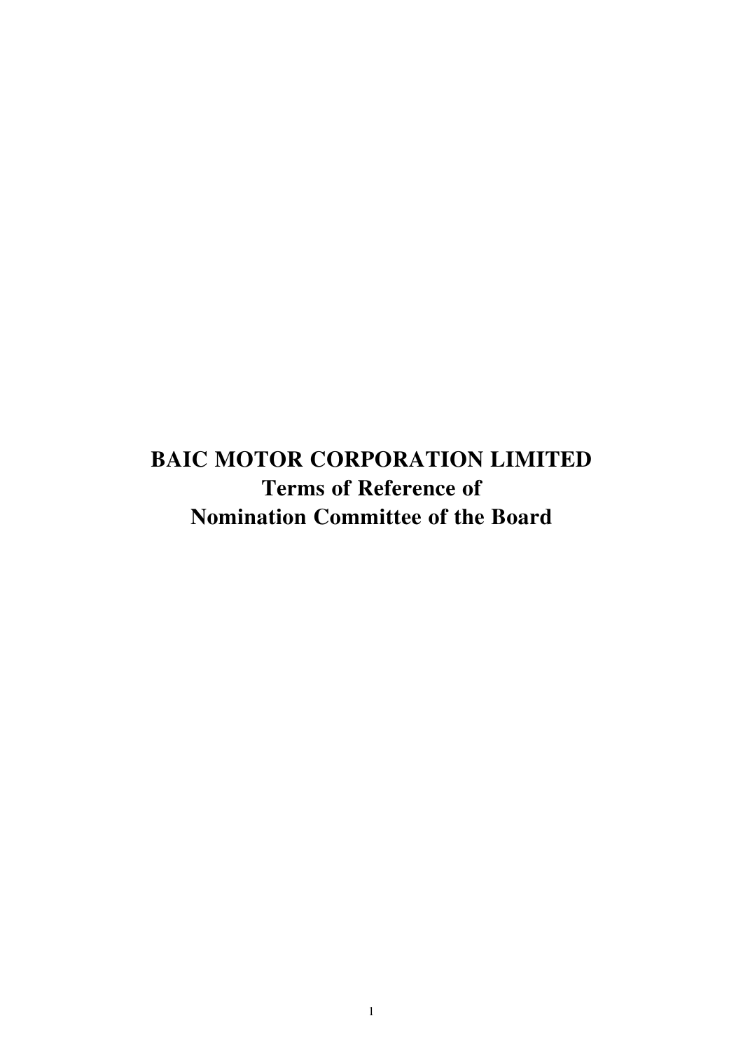# BAIC MOTOR CORPORATION LIMITED

## Terms of Reference of

## Nomination Committee of the Board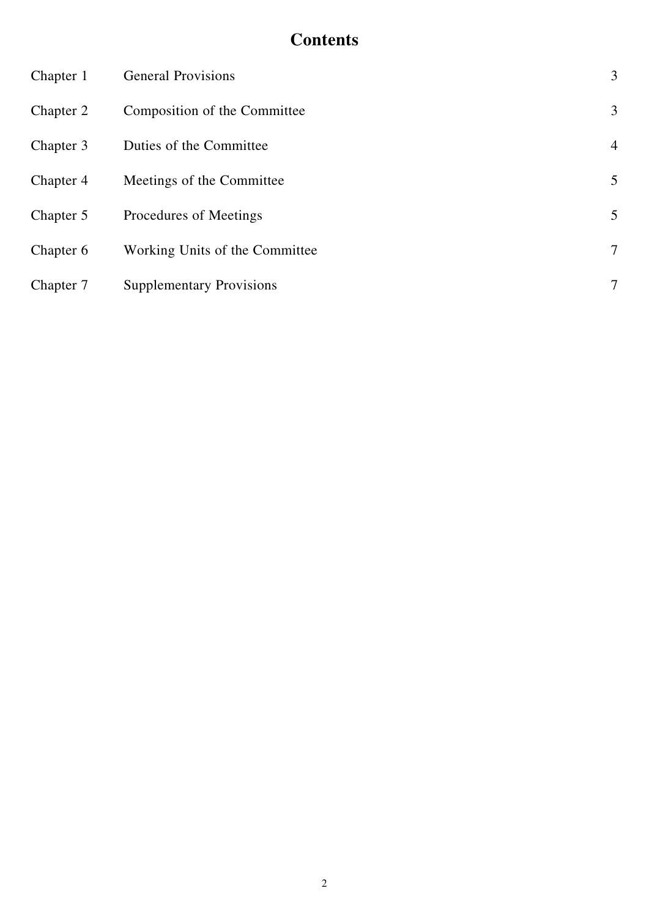# Contents

| | | |
|---|---|---|
| Chapter 1 | General Provisions | 3 |
| Chapter 2 | Composition of the Committee | 3 |
| Chapter 3 | Duties of the Committee | 4 |
| Chapter 4 | Meetings of the Committee | 5 |
| Chapter 5 | Procedures of Meetings | 5 |
| Chapter 6 | Working Units of the Committee | 7 |
| Chapter 7 | Supplementary Provisions | 7 |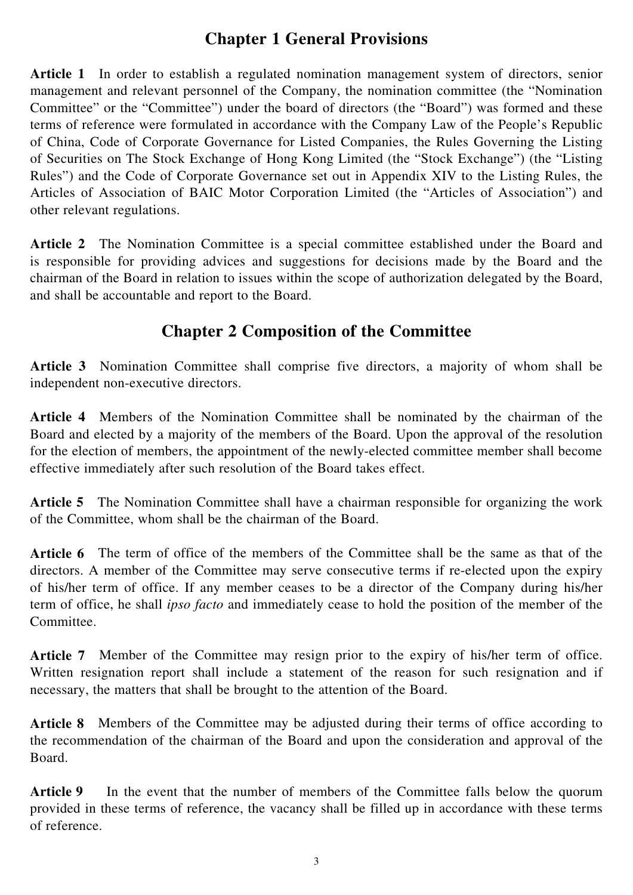## Chapter 1 General Provisions

**Article 1** In order to establish a regulated nomination management system of directors, senior management and relevant personnel of the Company, the nomination committee (the "Nomination Committee" or the "Committee") under the board of directors (the "Board") was formed and these terms of reference were formulated in accordance with the Company Law of the People's Republic of China, Code of Corporate Governance for Listed Companies, the Rules Governing the Listing of Securities on The Stock Exchange of Hong Kong Limited (the "Stock Exchange") (the "Listing Rules") and the Code of Corporate Governance set out in Appendix XIV to the Listing Rules, the Articles of Association of BAIC Motor Corporation Limited (the "Articles of Association") and other relevant regulations.

**Article 2** The Nomination Committee is a special committee established under the Board and is responsible for providing advices and suggestions for decisions made by the Board and the chairman of the Board in relation to issues within the scope of authorization delegated by the Board, and shall be accountable and report to the Board.

## Chapter 2 Composition of the Committee

**Article 3** Nomination Committee shall comprise five directors, a majority of whom shall be independent non-executive directors.

**Article 4** Members of the Nomination Committee shall be nominated by the chairman of the Board and elected by a majority of the members of the Board. Upon the approval of the resolution for the election of members, the appointment of the newly-elected committee member shall become effective immediately after such resolution of the Board takes effect.

**Article 5** The Nomination Committee shall have a chairman responsible for organizing the work of the Committee, whom shall be the chairman of the Board.

**Article 6** The term of office of the members of the Committee shall be the same as that of the directors. A member of the Committee may serve consecutive terms if re-elected upon the expiry of his/her term of office. If any member ceases to be a director of the Company during his/her term of office, he shall *ipso facto* and immediately cease to hold the position of the member of the Committee.

**Article 7** Member of the Committee may resign prior to the expiry of his/her term of office. Written resignation report shall include a statement of the reason for such resignation and if necessary, the matters that shall be brought to the attention of the Board.

**Article 8** Members of the Committee may be adjusted during their terms of office according to the recommendation of the chairman of the Board and upon the consideration and approval of the Board.

**Article 9** In the event that the number of members of the Committee falls below the quorum provided in these terms of reference, the vacancy shall be filled up in accordance with these terms of reference.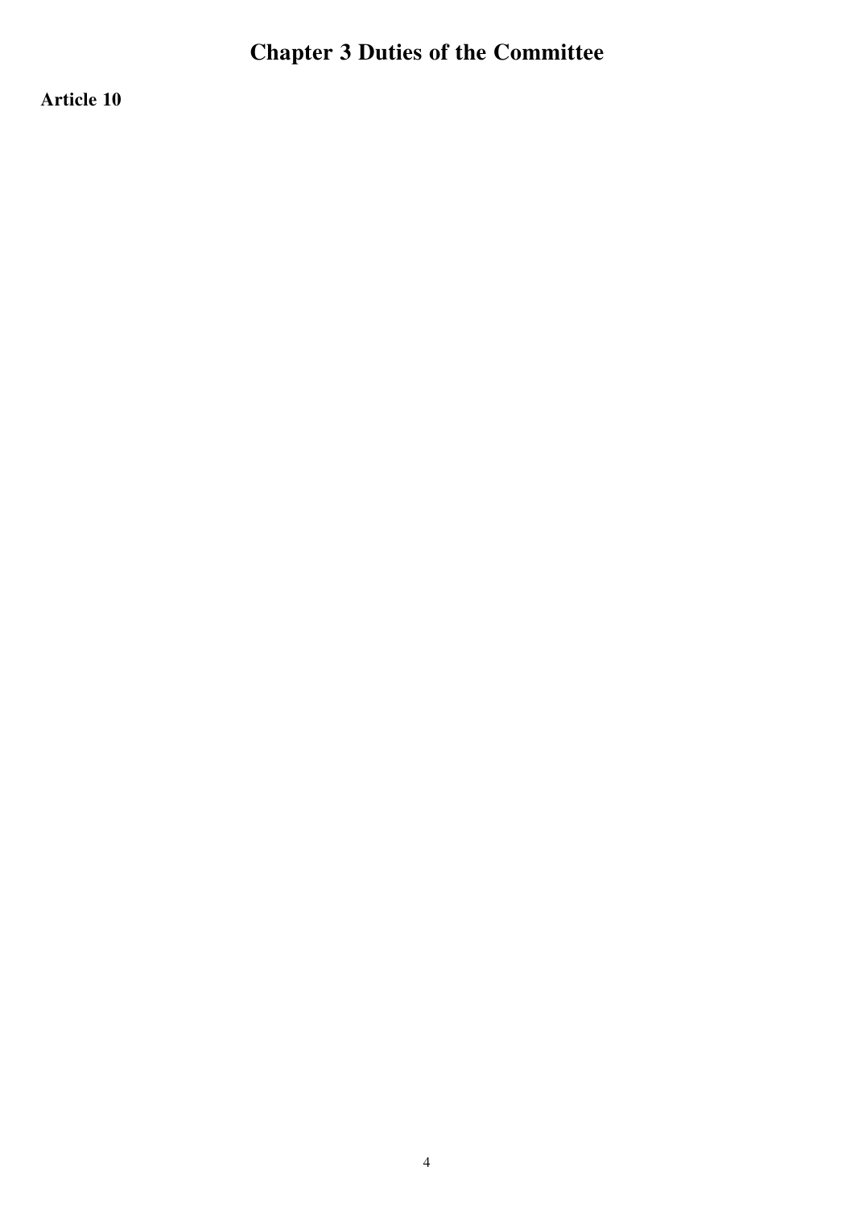# Chapter 3 Duties of the Committee

**Article 10**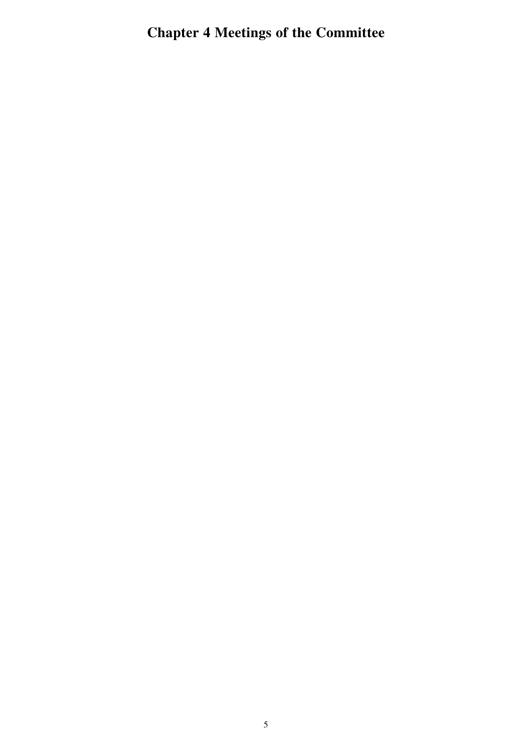# Chapter 4 Meetings of the Committee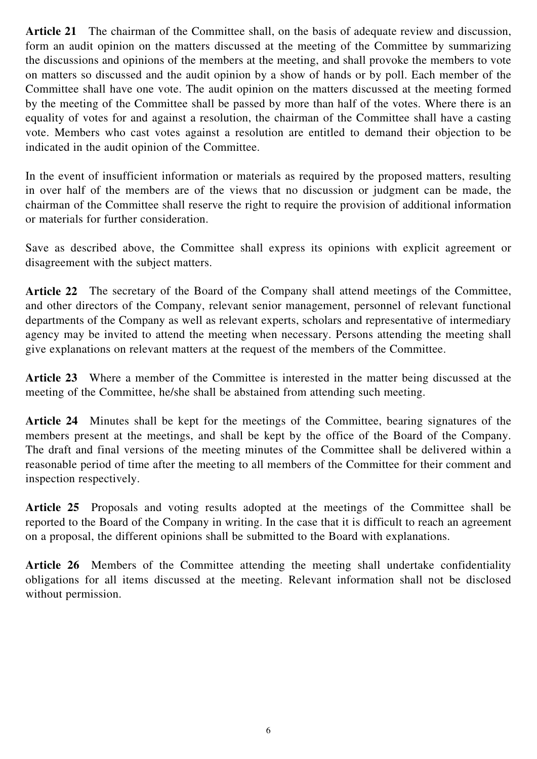**Article 21** The chairman of the Committee shall, on the basis of adequate review and discussion, form an audit opinion on the matters discussed at the meeting of the Committee by summarizing the discussions and opinions of the members at the meeting, and shall provoke the members to vote on matters so discussed and the audit opinion by a show of hands or by poll. Each member of the Committee shall have one vote. The audit opinion on the matters discussed at the meeting formed by the meeting of the Committee shall be passed by more than half of the votes. Where there is an equality of votes for and against a resolution, the chairman of the Committee shall have a casting vote. Members who cast votes against a resolution are entitled to demand their objection to be indicated in the audit opinion of the Committee.

In the event of insufficient information or materials as required by the proposed matters, resulting in over half of the members are of the views that no discussion or judgment can be made, the chairman of the Committee shall reserve the right to require the provision of additional information or materials for further consideration.

Save as described above, the Committee shall express its opinions with explicit agreement or disagreement with the subject matters.

**Article 22** The secretary of the Board of the Company shall attend meetings of the Committee, and other directors of the Company, relevant senior management, personnel of relevant functional departments of the Company as well as relevant experts, scholars and representative of intermediary agency may be invited to attend the meeting when necessary. Persons attending the meeting shall give explanations on relevant matters at the request of the members of the Committee.

**Article 23** Where a member of the Committee is interested in the matter being discussed at the meeting of the Committee, he/she shall be abstained from attending such meeting.

**Article 24** Minutes shall be kept for the meetings of the Committee, bearing signatures of the members present at the meetings, and shall be kept by the office of the Board of the Company. The draft and final versions of the meeting minutes of the Committee shall be delivered within a reasonable period of time after the meeting to all members of the Committee for their comment and inspection respectively.

**Article 25** Proposals and voting results adopted at the meetings of the Committee shall be reported to the Board of the Company in writing. In the case that it is difficult to reach an agreement on a proposal, the different opinions shall be submitted to the Board with explanations.

**Article 26** Members of the Committee attending the meeting shall undertake confidentiality obligations for all items discussed at the meeting. Relevant information shall not be disclosed without permission.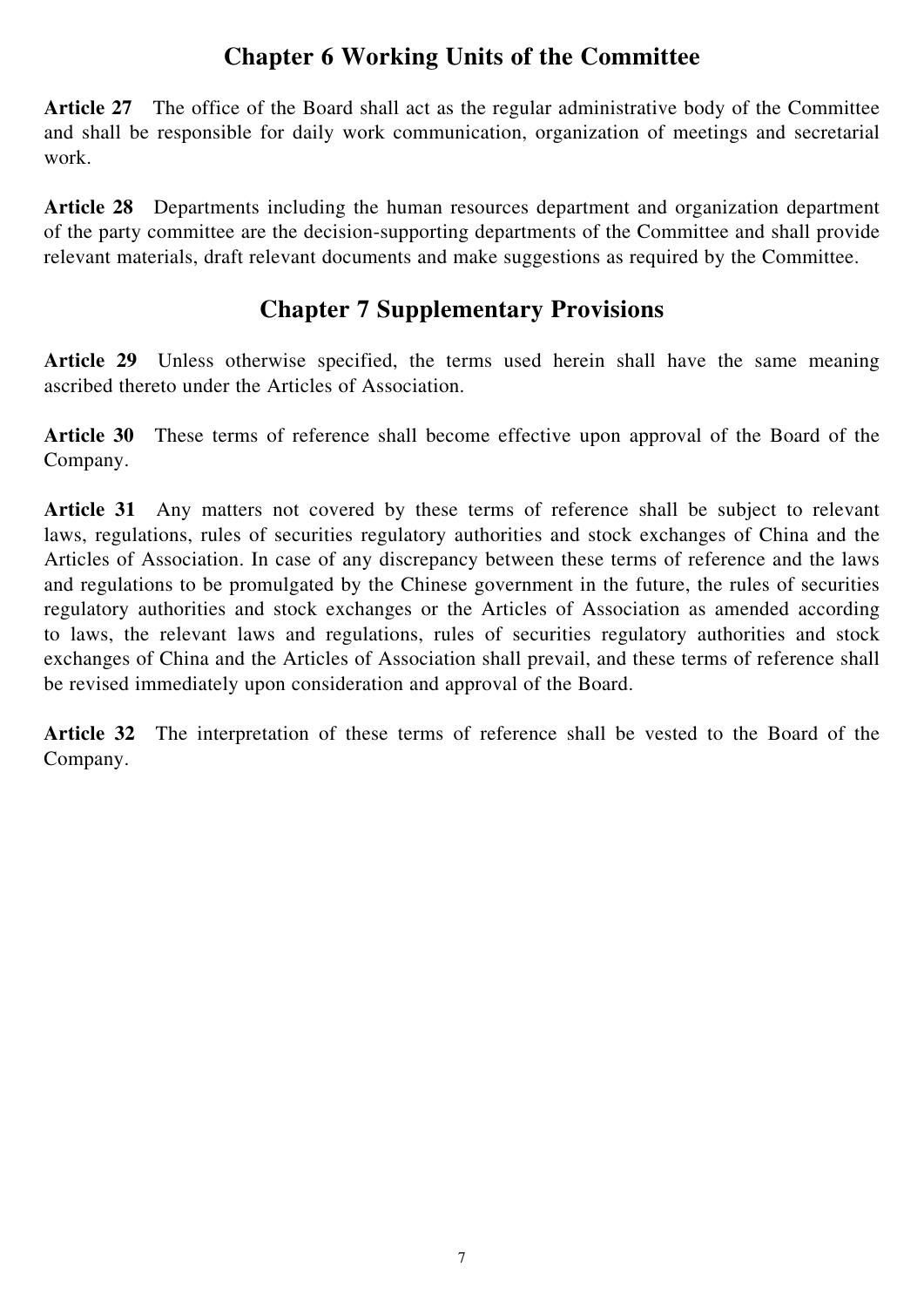## Chapter 6 Working Units of the Committee

**Article 27** The office of the Board shall act as the regular administrative body of the Committee and shall be responsible for daily work communication, organization of meetings and secretarial work.

**Article 28** Departments including the human resources department and organization department of the party committee are the decision-supporting departments of the Committee and shall provide relevant materials, draft relevant documents and make suggestions as required by the Committee.

## Chapter 7 Supplementary Provisions

**Article 29** Unless otherwise specified, the terms used herein shall have the same meaning ascribed thereto under the Articles of Association.

**Article 30** These terms of reference shall become effective upon approval of the Board of the Company.

**Article 31** Any matters not covered by these terms of reference shall be subject to relevant laws, regulations, rules of securities regulatory authorities and stock exchanges of China and the Articles of Association. In case of any discrepancy between these terms of reference and the laws and regulations to be promulgated by the Chinese government in the future, the rules of securities regulatory authorities and stock exchanges or the Articles of Association as amended according to laws, the relevant laws and regulations, rules of securities regulatory authorities and stock exchanges of China and the Articles of Association shall prevail, and these terms of reference shall be revised immediately upon consideration and approval of the Board.

**Article 32** The interpretation of these terms of reference shall be vested to the Board of the Company.